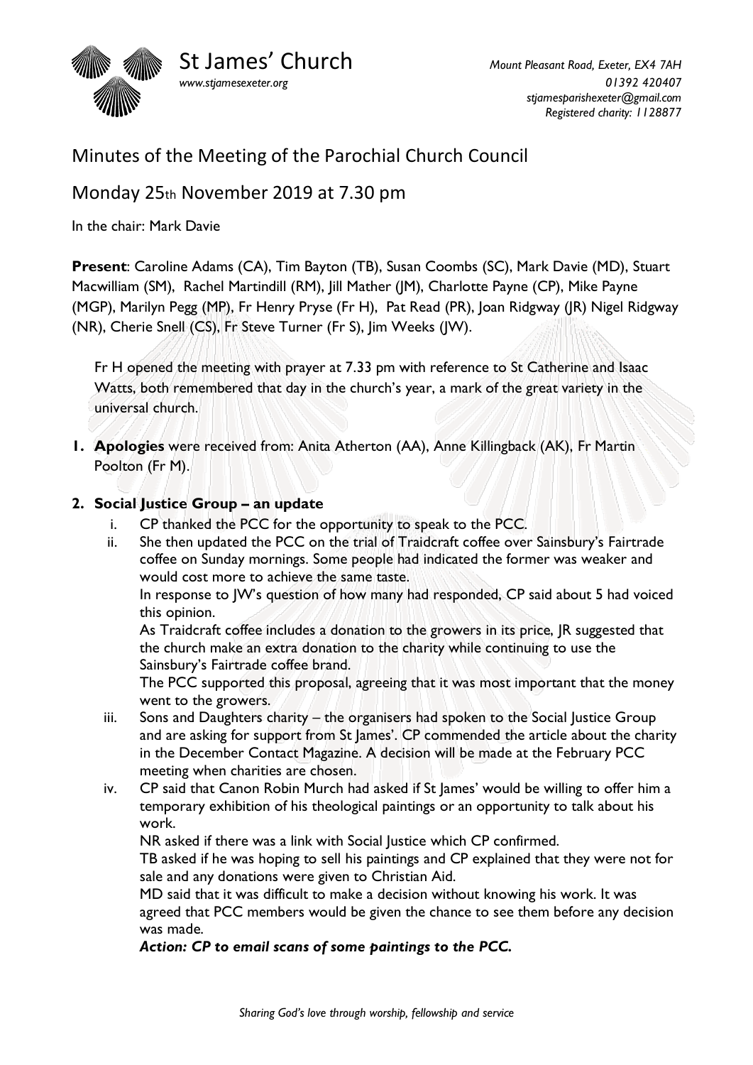St James' Church

www.stjamesexeter.org

*Mount Pleasant Road, Exeter, EX4 7AH*
*01392 420407*
*stjamesparishexeter@gmail.com*
*Registered charity: 1128877*

# Minutes of the Meeting of the Parochial Church Council

## Monday 25th November 2019 at 7.30 pm

In the chair: Mark Davie

**Present**: Caroline Adams (CA), Tim Bayton (TB), Susan Coombs (SC), Mark Davie (MD), Stuart Macwilliam (SM), Rachel Martindill (RM), Jill Mather (JM), Charlotte Payne (CP), Mike Payne (MGP), Marilyn Pegg (MP), Fr Henry Pryse (Fr H), Pat Read (PR), Joan Ridgway (JR) Nigel Ridgway (NR), Cherie Snell (CS), Fr Steve Turner (Fr S), Jim Weeks (JW).

Fr H opened the meeting with prayer at 7.33 pm with reference to St Catherine and Isaac Watts, both remembered that day in the church's year, a mark of the great variety in the universal church.

1. **Apologies** were received from: Anita Atherton (AA), Anne Killingback (AK), Fr Martin Poolton (Fr M).

2. **Social Justice Group – an update**
   i. CP thanked the PCC for the opportunity to speak to the PCC.
   ii. She then updated the PCC on the trial of Traidcraft coffee over Sainsbury's Fairtrade coffee on Sunday mornings. Some people had indicated the former was weaker and would cost more to achieve the same taste.
   In response to JW's question of how many had responded, CP said about 5 had voiced this opinion.
   As Traidcraft coffee includes a donation to the growers in its price, JR suggested that the church make an extra donation to the charity while continuing to use the Sainsbury's Fairtrade coffee brand.
   The PCC supported this proposal, agreeing that it was most important that the money went to the growers.
   iii. Sons and Daughters charity – the organisers had spoken to the Social Justice Group and are asking for support from St James'. CP commended the article about the charity in the December Contact Magazine. A decision will be made at the February PCC meeting when charities are chosen.
   iv. CP said that Canon Robin Murch had asked if St James' would be willing to offer him a temporary exhibition of his theological paintings or an opportunity to talk about his work.
   NR asked if there was a link with Social Justice which CP confirmed.
   TB asked if he was hoping to sell his paintings and CP explained that they were not for sale and any donations were given to Christian Aid.
   MD said that it was difficult to make a decision without knowing his work. It was agreed that PCC members would be given the chance to see them before any decision was made.
   ***Action: CP to email scans of some paintings to the PCC.***

*Sharing God's love through worship, fellowship and service*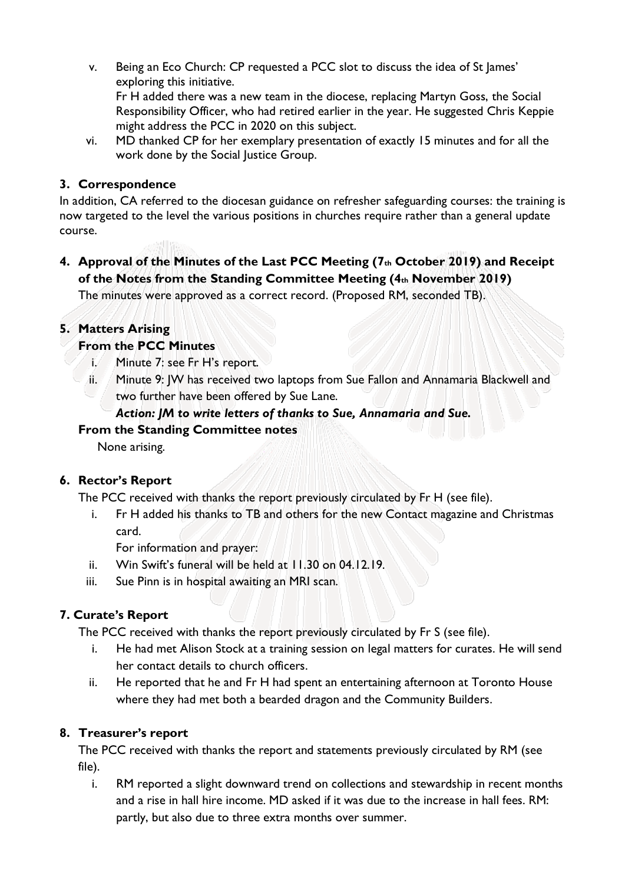v. Being an Eco Church: CP requested a PCC slot to discuss the idea of St James' exploring this initiative.
   Fr H added there was a new team in the diocese, replacing Martyn Goss, the Social Responsibility Officer, who had retired earlier in the year. He suggested Chris Keppie might address the PCC in 2020 on this subject.
vi. MD thanked CP for her exemplary presentation of exactly 15 minutes and for all the work done by the Social Justice Group.

## 3. Correspondence

In addition, CA referred to the diocesan guidance on refresher safeguarding courses: the training is now targeted to the level the various positions in churches require rather than a general update course.

## 4. Approval of the Minutes of the Last PCC Meeting (7th October 2019) and Receipt of the Notes from the Standing Committee Meeting (4th November 2019)

The minutes were approved as a correct record. (Proposed RM, seconded TB).

## 5. Matters Arising

**From the PCC Minutes**

i. Minute 7: see Fr H's report.
ii. Minute 9: JW has received two laptops from Sue Fallon and Annamaria Blackwell and two further have been offered by Sue Lane.
   ***Action: JM to write letters of thanks to Sue, Annamaria and Sue.***

**From the Standing Committee notes**

None arising.

## 6. Rector's Report

The PCC received with thanks the report previously circulated by Fr H (see file).

i. Fr H added his thanks to TB and others for the new Contact magazine and Christmas card.
   For information and prayer:
ii. Win Swift's funeral will be held at 11.30 on 04.12.19.
iii. Sue Pinn is in hospital awaiting an MRI scan.

## 7. Curate's Report

The PCC received with thanks the report previously circulated by Fr S (see file).

i. He had met Alison Stock at a training session on legal matters for curates. He will send her contact details to church officers.
ii. He reported that he and Fr H had spent an entertaining afternoon at Toronto House where they had met both a bearded dragon and the Community Builders.

## 8. Treasurer's report

The PCC received with thanks the report and statements previously circulated by RM (see file).

i. RM reported a slight downward trend on collections and stewardship in recent months and a rise in hall hire income. MD asked if it was due to the increase in hall fees. RM: partly, but also due to three extra months over summer.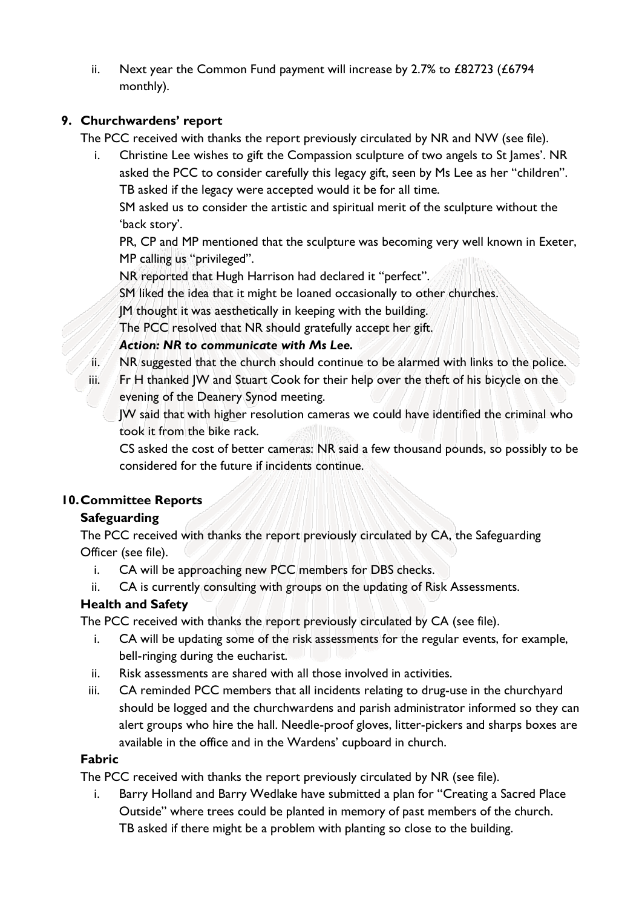ii. Next year the Common Fund payment will increase by 2.7% to £82723 (£6794 monthly).

## 9. Churchwardens' report

The PCC received with thanks the report previously circulated by NR and NW (see file).

i. Christine Lee wishes to gift the Compassion sculpture of two angels to St James'. NR asked the PCC to consider carefully this legacy gift, seen by Ms Lee as her "children". TB asked if the legacy were accepted would it be for all time.
   SM asked us to consider the artistic and spiritual merit of the sculpture without the 'back story'.
   PR, CP and MP mentioned that the sculpture was becoming very well known in Exeter, MP calling us "privileged".
   NR reported that Hugh Harrison had declared it "perfect".
   SM liked the idea that it might be loaned occasionally to other churches.
   JM thought it was aesthetically in keeping with the building.
   The PCC resolved that NR should gratefully accept her gift.
   ***Action: NR to communicate with Ms Lee.***
ii. NR suggested that the church should continue to be alarmed with links to the police.
iii. Fr H thanked JW and Stuart Cook for their help over the theft of his bicycle on the evening of the Deanery Synod meeting.
   JW said that with higher resolution cameras we could have identified the criminal who took it from the bike rack.
   CS asked the cost of better cameras: NR said a few thousand pounds, so possibly to be considered for the future if incidents continue.

## 10. Committee Reports

### Safeguarding

The PCC received with thanks the report previously circulated by CA, the Safeguarding Officer (see file).

i. CA will be approaching new PCC members for DBS checks.
ii. CA is currently consulting with groups on the updating of Risk Assessments.

### Health and Safety

The PCC received with thanks the report previously circulated by CA (see file).

i. CA will be updating some of the risk assessments for the regular events, for example, bell-ringing during the eucharist.
ii. Risk assessments are shared with all those involved in activities.
iii. CA reminded PCC members that all incidents relating to drug-use in the churchyard should be logged and the churchwardens and parish administrator informed so they can alert groups who hire the hall. Needle-proof gloves, litter-pickers and sharps boxes are available in the office and in the Wardens' cupboard in church.

### Fabric

The PCC received with thanks the report previously circulated by NR (see file).

i. Barry Holland and Barry Wedlake have submitted a plan for "Creating a Sacred Place Outside" where trees could be planted in memory of past members of the church.
   TB asked if there might be a problem with planting so close to the building.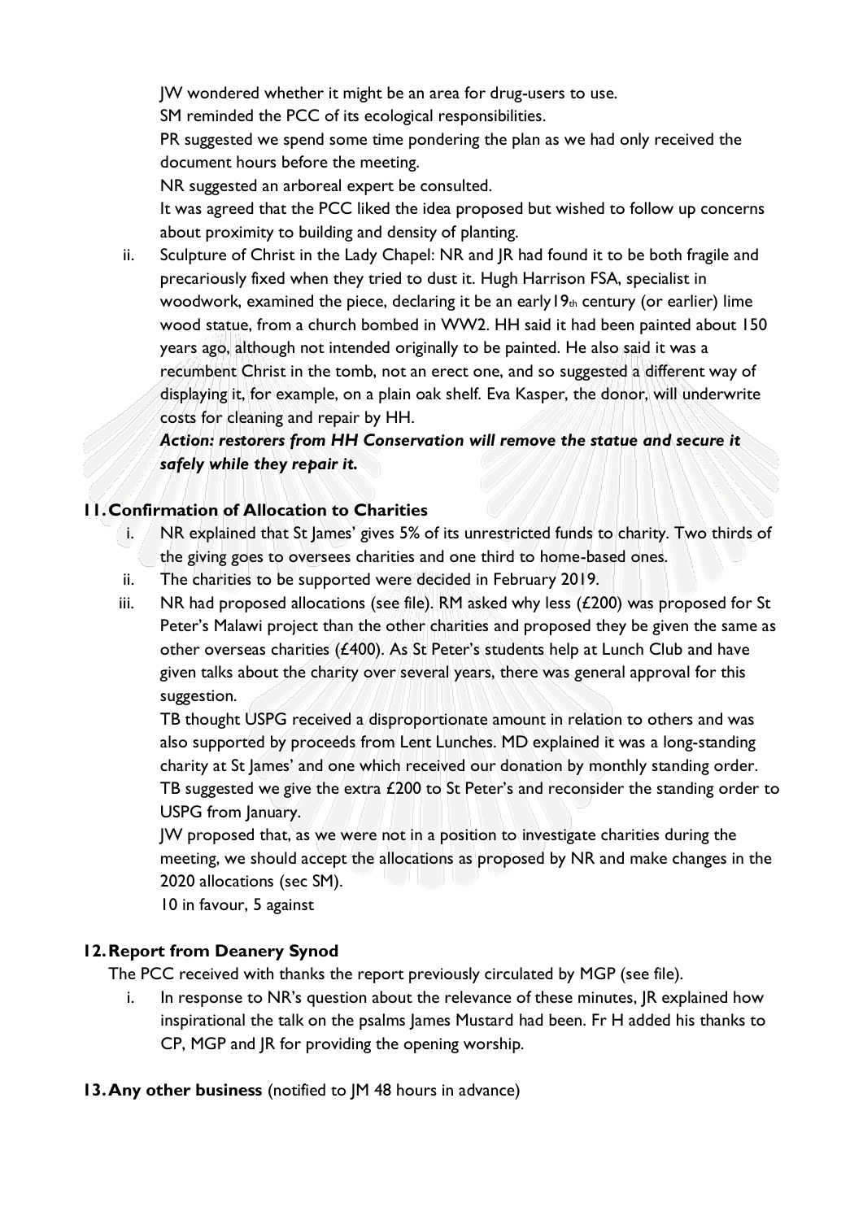JW wondered whether it might be an area for drug-users to use.

SM reminded the PCC of its ecological responsibilities.

PR suggested we spend some time pondering the plan as we had only received the document hours before the meeting.

NR suggested an arboreal expert be consulted.

It was agreed that the PCC liked the idea proposed but wished to follow up concerns about proximity to building and density of planting.

ii. Sculpture of Christ in the Lady Chapel: NR and JR had found it to be both fragile and precariously fixed when they tried to dust it. Hugh Harrison FSA, specialist in woodwork, examined the piece, declaring it be an early19th century (or earlier) lime wood statue, from a church bombed in WW2. HH said it had been painted about 150 years ago, although not intended originally to be painted. He also said it was a recumbent Christ in the tomb, not an erect one, and so suggested a different way of displaying it, for example, on a plain oak shelf. Eva Kasper, the donor, will underwrite costs for cleaning and repair by HH.

***Action: restorers from HH Conservation will remove the statue and secure it safely while they repair it.***

## 11. Confirmation of Allocation to Charities

i. NR explained that St James' gives 5% of its unrestricted funds to charity. Two thirds of the giving goes to oversees charities and one third to home-based ones.

ii. The charities to be supported were decided in February 2019.

iii. NR had proposed allocations (see file). RM asked why less (£200) was proposed for St Peter's Malawi project than the other charities and proposed they be given the same as other overseas charities (£400). As St Peter's students help at Lunch Club and have given talks about the charity over several years, there was general approval for this suggestion.

TB thought USPG received a disproportionate amount in relation to others and was also supported by proceeds from Lent Lunches. MD explained it was a long-standing charity at St James' and one which received our donation by monthly standing order. TB suggested we give the extra £200 to St Peter's and reconsider the standing order to USPG from January.

JW proposed that, as we were not in a position to investigate charities during the meeting, we should accept the allocations as proposed by NR and make changes in the 2020 allocations (sec SM).

10 in favour, 5 against

## 12. Report from Deanery Synod

The PCC received with thanks the report previously circulated by MGP (see file).

i. In response to NR's question about the relevance of these minutes, JR explained how inspirational the talk on the psalms James Mustard had been. Fr H added his thanks to CP, MGP and JR for providing the opening worship.

## 13. Any other business (notified to JM 48 hours in advance)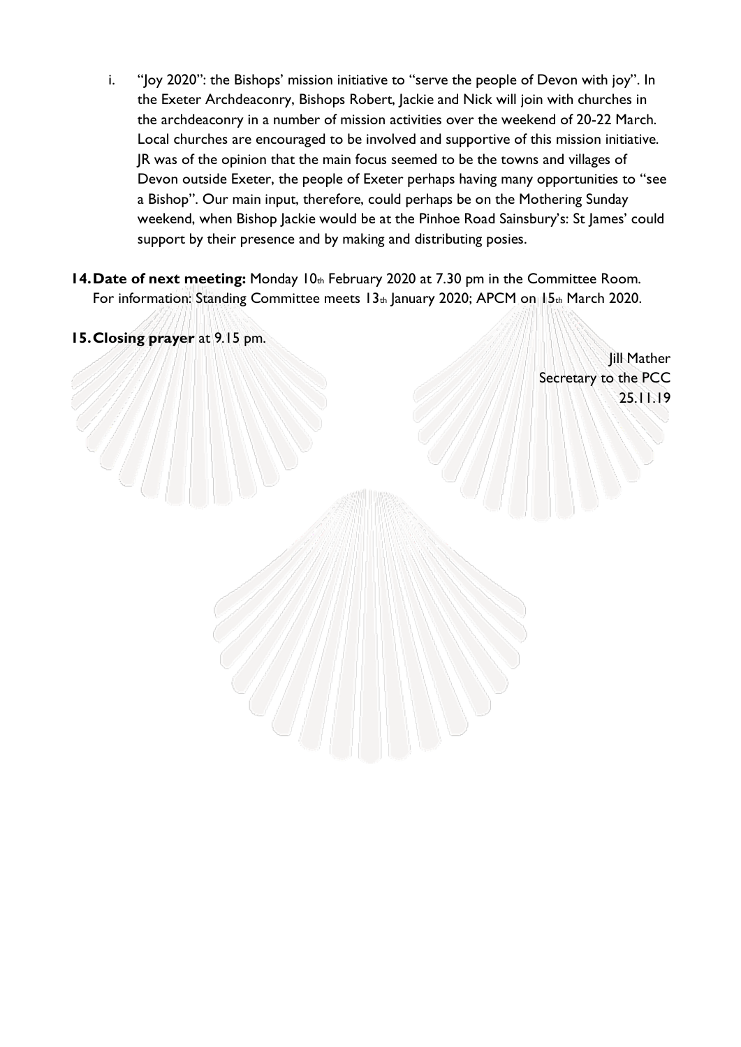i. "Joy 2020": the Bishops' mission initiative to "serve the people of Devon with joy". In the Exeter Archdeaconry, Bishops Robert, Jackie and Nick will join with churches in the archdeaconry in a number of mission activities over the weekend of 20-22 March. Local churches are encouraged to be involved and supportive of this mission initiative. JR was of the opinion that the main focus seemed to be the towns and villages of Devon outside Exeter, the people of Exeter perhaps having many opportunities to "see a Bishop". Our main input, therefore, could perhaps be on the Mothering Sunday weekend, when Bishop Jackie would be at the Pinhoe Road Sainsbury's: St James' could support by their presence and by making and distributing posies.

**14. Date of next meeting:** Monday 10th February 2020 at 7.30 pm in the Committee Room. For information: Standing Committee meets 13th January 2020; APCM on 15th March 2020.

**15. Closing prayer** at 9.15 pm.

Jill Mather
Secretary to the PCC
25.11.19